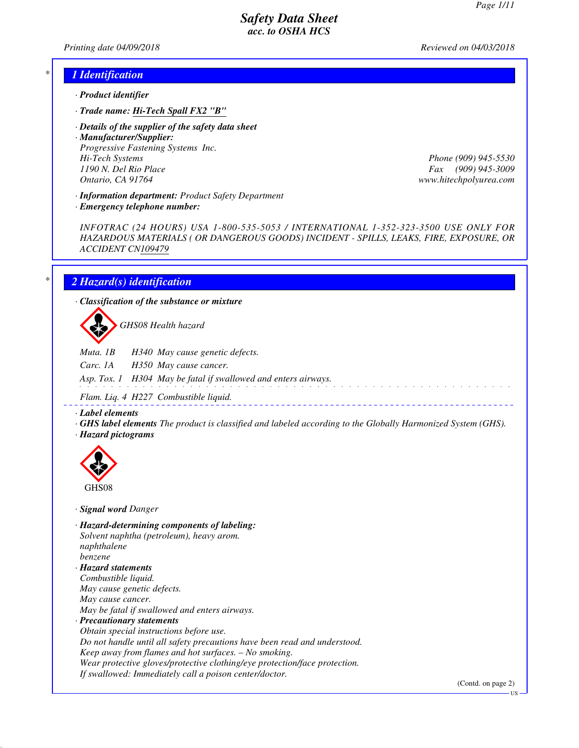# Safety Data Sheet
## acc. to OSHA HCS

Printing date 04/09/2018 — Reviewed on 04/03/2018

## 1 Identification

· **Product identifier**

· **Trade name: Hi-Tech Spall FX2 "B"**

· **Details of the supplier of the safety data sheet**

· **Manufacturer/Supplier:**

Progressive Fastening Systems Inc.
Hi-Tech Systems
1190 N. Del Rio Place
Ontario, CA 91764

Phone (909) 945-5530
Fax (909) 945-3009
www.hitechpolyurea.com

· **Information department:** Product Safety Department

· **Emergency telephone number:**

INFOTRAC (24 HOURS) USA 1-800-535-5053 / INTERNATIONAL 1-352-323-3500 USE ONLY FOR HAZARDOUS MATERIALS ( OR DANGEROUS GOODS) INCIDENT - SPILLS, LEAKS, FIRE, EXPOSURE, OR ACCIDENT CN109479

## 2 Hazard(s) identification

· **Classification of the substance or mixture**

GHS08 Health hazard

Muta. 1B H340 May cause genetic defects.

Carc. 1A H350 May cause cancer.

Asp. Tox. 1 H304 May be fatal if swallowed and enters airways.

Flam. Liq. 4 H227 Combustible liquid.

· **Label elements**

· **GHS label elements** The product is classified and labeled according to the Globally Harmonized System (GHS).

· **Hazard pictograms**

GHS08

· **Signal word** Danger

· **Hazard-determining components of labeling:**

Solvent naphtha (petroleum), heavy arom.
naphthalene
benzene

· **Hazard statements**

Combustible liquid.
May cause genetic defects.
May cause cancer.
May be fatal if swallowed and enters airways.

· **Precautionary statements**

Obtain special instructions before use.
Do not handle until all safety precautions have been read and understood.
Keep away from flames and hot surfaces. – No smoking.
Wear protective gloves/protective clothing/eye protection/face protection.
If swallowed: Immediately call a poison center/doctor.

(Contd. on page 2)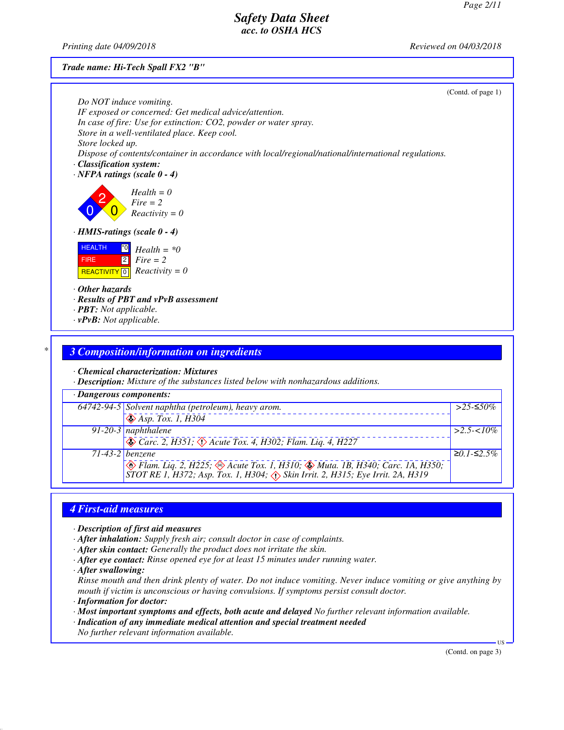Safety Data Sheet
acc. to OSHA HCS

Printing date 04/09/2018 Reviewed on 04/03/2018

**Trade name: Hi-Tech Spall FX2 "B"**

(Contd. of page 1)

Do NOT induce vomiting.
IF exposed or concerned: Get medical advice/attention.
In case of fire: Use for extinction: $CO_2$, powder or water spray.
Store in a well-ventilated place. Keep cool.
Store locked up.
Dispose of contents/container in accordance with local/regional/national/international regulations.

· **Classification system:**
· **NFPA ratings (scale 0 - 4)**

Health = 0
Fire = 2
Reactivity = 0

· **HMIS-ratings (scale 0 - 4)**

| HEALTH | *0 |
|---|---|
| FIRE | 2 |
| REACTIVITY | 0 |

Health = *0
Fire = 2
Reactivity = 0

· **Other hazards**
· **Results of PBT and vPvB assessment**
· **PBT:** Not applicable.
· **vPvB:** Not applicable.

## 3 Composition/information on ingredients

· **Chemical characterization: Mixtures**
· **Description:** Mixture of the substances listed below with nonhazardous additions.

· **Dangerous components:**

| CAS | Component / Classification | Concentration |
|---|---|---|
| 64742-94-5 | Solvent naphtha (petroleum), heavy arom.<br>Asp. Tox. 1, H304 | >25-≤50% |
| 91-20-3 | naphthalene<br>Carc. 2, H351; Acute Tox. 4, H302; Flam. Liq. 4, H227 | >2.5-<10% |
| 71-43-2 | benzene<br>Flam. Liq. 2, H225; Acute Tox. 1, H310; Muta. 1B, H340; Carc. 1A, H350; STOT RE 1, H372; Asp. Tox. 1, H304; Skin Irrit. 2, H315; Eye Irrit. 2A, H319 | ≥0.1-≤2.5% |

## 4 First-aid measures

· **Description of first aid measures**
· **After inhalation:** Supply fresh air; consult doctor in case of complaints.
· **After skin contact:** Generally the product does not irritate the skin.
· **After eye contact:** Rinse opened eye for at least 15 minutes under running water.
· **After swallowing:**
Rinse mouth and then drink plenty of water. Do not induce vomiting. Never induce vomiting or give anything by mouth if victim is unconscious or having convulsions. If symptoms persist consult doctor.
· **Information for doctor:**
· **Most important symptoms and effects, both acute and delayed** No further relevant information available.
· **Indication of any immediate medical attention and special treatment needed**
No further relevant information available.

(Contd. on page 3)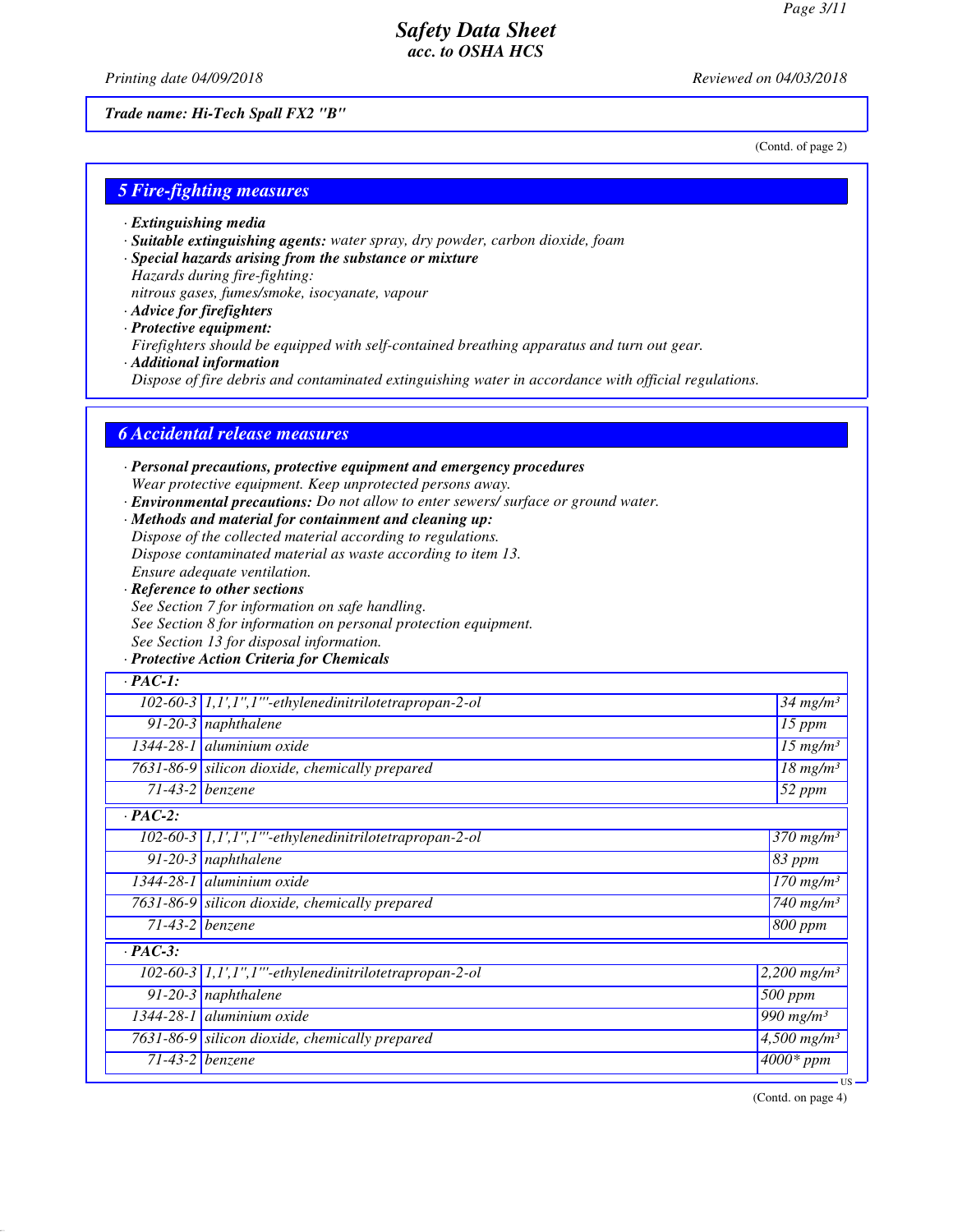*Trade name: Hi-Tech Spall FX2 "B"*

(Contd. of page 2)

## 5 Fire-fighting measures

· **Extinguishing media**
· **Suitable extinguishing agents:** water spray, dry powder, carbon dioxide, foam
· **Special hazards arising from the substance or mixture**
Hazards during fire-fighting:
nitrous gases, fumes/smoke, isocyanate, vapour
· **Advice for firefighters**
· **Protective equipment:**
Firefighters should be equipped with self-contained breathing apparatus and turn out gear.
· **Additional information**
Dispose of fire debris and contaminated extinguishing water in accordance with official regulations.

## 6 Accidental release measures

· **Personal precautions, protective equipment and emergency procedures**
Wear protective equipment. Keep unprotected persons away.
· **Environmental precautions:** Do not allow to enter sewers/ surface or ground water.
· **Methods and material for containment and cleaning up:**
Dispose of the collected material according to regulations.
Dispose contaminated material as waste according to item 13.
Ensure adequate ventilation.
· **Reference to other sections**
See Section 7 for information on safe handling.
See Section 8 for information on personal protection equipment.
See Section 13 for disposal information.
· **Protective Action Criteria for Chemicals**

| · **PAC-1:** | | |
|---|---|---|
| 102-60-3 | 1,1',1'',1'''-ethylenedinitrilotetrapropan-2-ol | 34 mg/m³ |
| 91-20-3 | naphthalene | 15 ppm |
| 1344-28-1 | aluminium oxide | 15 mg/m³ |
| 7631-86-9 | silicon dioxide, chemically prepared | 18 mg/m³ |
| 71-43-2 | benzene | 52 ppm |
| · **PAC-2:** | | |
| 102-60-3 | 1,1',1'',1'''-ethylenedinitrilotetrapropan-2-ol | 370 mg/m³ |
| 91-20-3 | naphthalene | 83 ppm |
| 1344-28-1 | aluminium oxide | 170 mg/m³ |
| 7631-86-9 | silicon dioxide, chemically prepared | 740 mg/m³ |
| 71-43-2 | benzene | 800 ppm |
| · **PAC-3:** | | |
| 102-60-3 | 1,1',1'',1'''-ethylenedinitrilotetrapropan-2-ol | 2,200 mg/m³ |
| 91-20-3 | naphthalene | 500 ppm |
| 1344-28-1 | aluminium oxide | 990 mg/m³ |
| 7631-86-9 | silicon dioxide, chemically prepared | 4,500 mg/m³ |
| 71-43-2 | benzene | 4000* ppm |

(Contd. on page 4)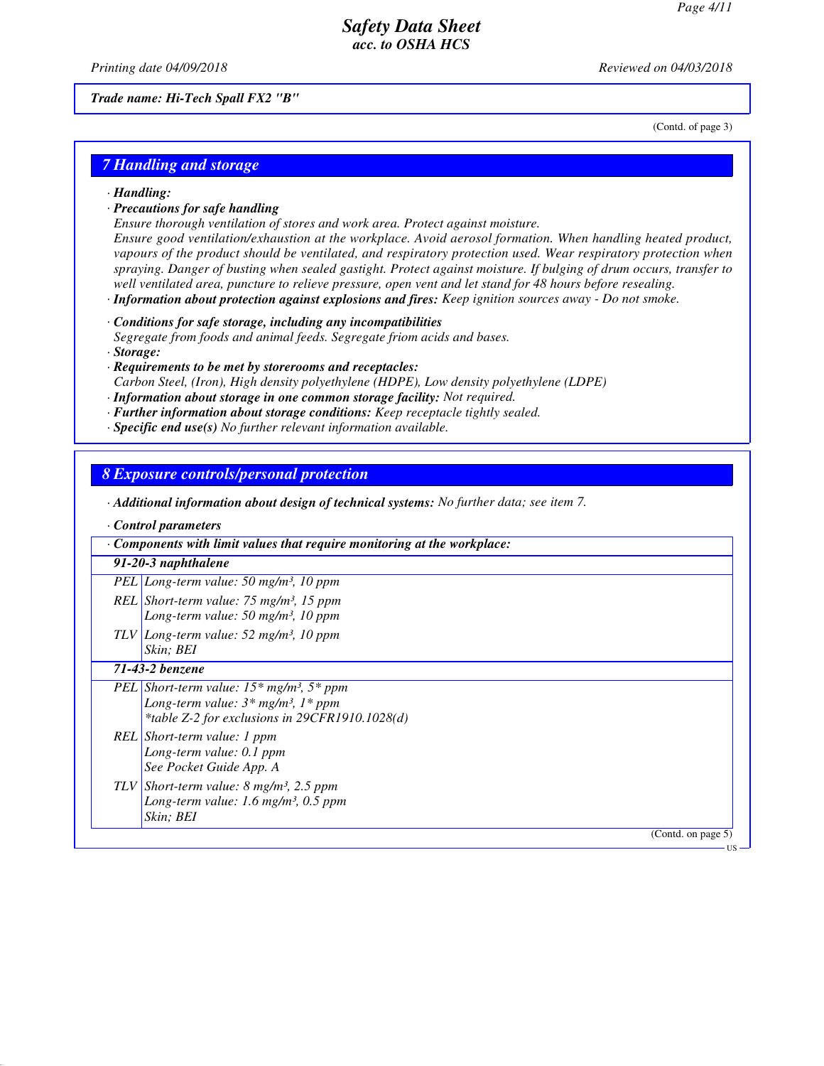Trade name: Hi-Tech Spall FX2 "B"

(Contd. of page 3)

## 7 Handling and storage

· **Handling:**

· **Precautions for safe handling**

Ensure thorough ventilation of stores and work area. Protect against moisture.

Ensure good ventilation/exhaustion at the workplace. Avoid aerosol formation. When handling heated product, vapours of the product should be ventilated, and respiratory protection used. Wear respiratory protection when spraying. Danger of busting when sealed gastight. Protect against moisture. If bulging of drum occurs, transfer to well ventilated area, puncture to relieve pressure, open vent and let stand for 48 hours before resealing.

· **Information about protection against explosions and fires:** Keep ignition sources away - Do not smoke.

· **Conditions for safe storage, including any incompatibilities**

Segregate from foods and animal feeds. Segregate friom acids and bases.

· **Storage:**

· **Requirements to be met by storerooms and receptacles:**

Carbon Steel, (Iron), High density polyethylene (HDPE), Low density polyethylene (LDPE)

· **Information about storage in one common storage facility:** Not required.

· **Further information about storage conditions:** Keep receptacle tightly sealed.

· **Specific end use(s)** No further relevant information available.

## 8 Exposure controls/personal protection

· **Additional information about design of technical systems:** No further data; see item 7.

· **Control parameters**

| · Components with limit values that require monitoring at the workplace: | |
|---|---|
| **91-20-3 naphthalene** | |
| PEL | Long-term value: 50 mg/m³, 10 ppm |
| REL | Short-term value: 75 mg/m³, 15 ppm<br>Long-term value: 50 mg/m³, 10 ppm |
| TLV | Long-term value: 52 mg/m³, 10 ppm<br>Skin; BEI |
| **71-43-2 benzene** | |
| PEL | Short-term value: 15* mg/m³, 5* ppm<br>Long-term value: 3* mg/m³, 1* ppm<br>*table Z-2 for exclusions in 29CFR1910.1028(d) |
| REL | Short-term value: 1 ppm<br>Long-term value: 0.1 ppm<br>See Pocket Guide App. A |
| TLV | Short-term value: 8 mg/m³, 2.5 ppm<br>Long-term value: 1.6 mg/m³, 0.5 ppm<br>Skin; BEI |

(Contd. on page 5)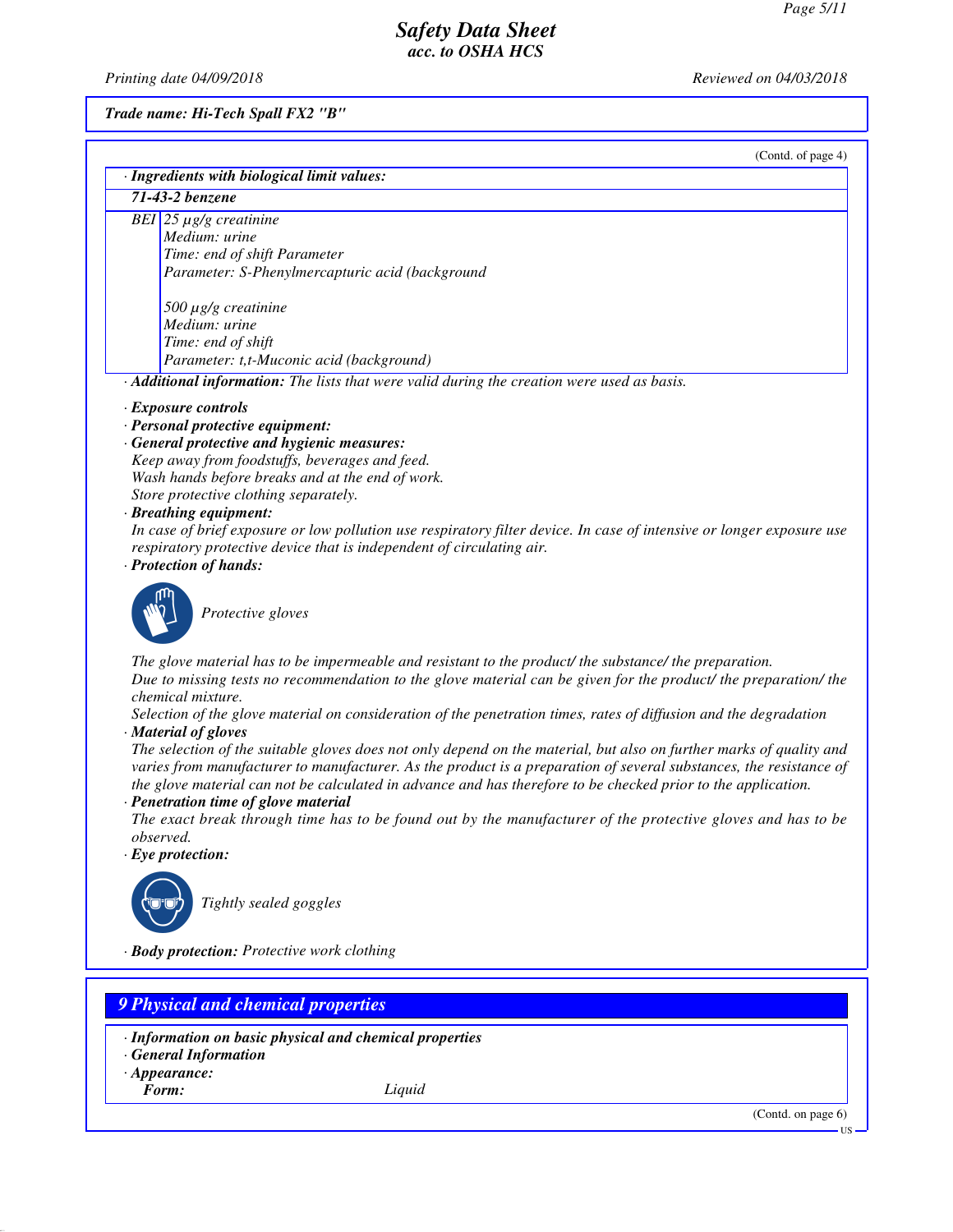Trade name: Hi-Tech Spall FX2 "B"

(Contd. of page 4)

· **Ingredients with biological limit values:**

| 71-43-2 benzene | |
|---|---|
| BEI | 25 µg/g creatinine<br>Medium: urine<br>Time: end of shift Parameter<br>Parameter: S-Phenylmercapturic acid (background<br><br>500 µg/g creatinine<br>Medium: urine<br>Time: end of shift<br>Parameter: t,t-Muconic acid (background) |

· **Additional information:** The lists that were valid during the creation were used as basis.

· **Exposure controls**
· **Personal protective equipment:**
· **General protective and hygienic measures:**
Keep away from foodstuffs, beverages and feed.
Wash hands before breaks and at the end of work.
Store protective clothing separately.
· **Breathing equipment:**
In case of brief exposure or low pollution use respiratory filter device. In case of intensive or longer exposure use respiratory protective device that is independent of circulating air.
· **Protection of hands:**

Protective gloves

The glove material has to be impermeable and resistant to the product/ the substance/ the preparation.
Due to missing tests no recommendation to the glove material can be given for the product/ the preparation/ the chemical mixture.
Selection of the glove material on consideration of the penetration times, rates of diffusion and the degradation
· **Material of gloves**
The selection of the suitable gloves does not only depend on the material, but also on further marks of quality and varies from manufacturer to manufacturer. As the product is a preparation of several substances, the resistance of the glove material can not be calculated in advance and has therefore to be checked prior to the application.
· **Penetration time of glove material**
The exact break through time has to be found out by the manufacturer of the protective gloves and has to be observed.
· **Eye protection:**

Tightly sealed goggles

· **Body protection:** Protective work clothing

## 9 Physical and chemical properties

· **Information on basic physical and chemical properties**
· **General Information**
· **Appearance:**

| | |
|---|---|
| **Form:** | Liquid |

(Contd. on page 6)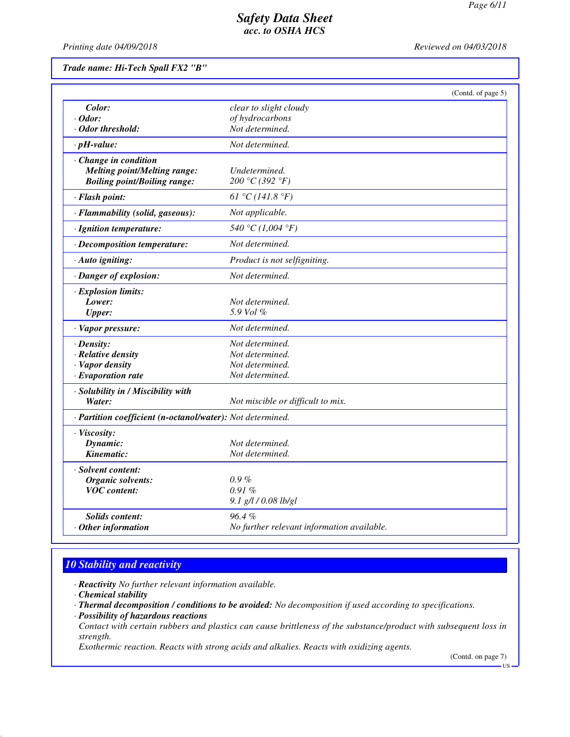**Trade name: Hi-Tech Spall FX2 "B"**

(Contd. of page 5)

| | |
|---|---|
| **Color:** | clear to slight cloudy |
| **· Odor:** | of hydrocarbons |
| **· Odor threshold:** | Not determined. |
| **· pH-value:** | Not determined. |
| **· Change in condition** | |
| **Melting point/Melting range:** | Undetermined. |
| **Boiling point/Boiling range:** | 200 °C (392 °F) |
| **· Flash point:** | 61 °C (141.8 °F) |
| **· Flammability (solid, gaseous):** | Not applicable. |
| **· Ignition temperature:** | 540 °C (1,004 °F) |
| **· Decomposition temperature:** | Not determined. |
| **· Auto igniting:** | Product is not selfigniting. |
| **· Danger of explosion:** | Not determined. |
| **· Explosion limits:** | |
| **Lower:** | Not determined. |
| **Upper:** | 5.9 Vol % |
| **· Vapor pressure:** | Not determined. |
| **· Density:** | Not determined. |
| **· Relative density** | Not determined. |
| **· Vapor density** | Not determined. |
| **· Evaporation rate** | Not determined. |
| **· Solubility in / Miscibility with** | |
| **Water:** | Not miscible or difficult to mix. |
| **· Partition coefficient (n-octanol/water):** | Not determined. |
| **· Viscosity:** | |
| **Dynamic:** | Not determined. |
| **Kinematic:** | Not determined. |
| **· Solvent content:** | |
| **Organic solvents:** | 0.9 % |
| **VOC content:** | 0.91 % |
| | 9.1 g/l / 0.08 lb/gl |
| **Solids content:** | 96.4 % |
| **· Other information** | No further relevant information available. |

## 10 Stability and reactivity

· **Reactivity** No further relevant information available.

· **Chemical stability**

· **Thermal decomposition / conditions to be avoided:** No decomposition if used according to specifications.

· **Possibility of hazardous reactions**

Contact with certain rubbers and plastics can cause brittleness of the substance/product with subsequent loss in strength.

Exothermic reaction. Reacts with strong acids and alkalies. Reacts with oxidizing agents.

(Contd. on page 7)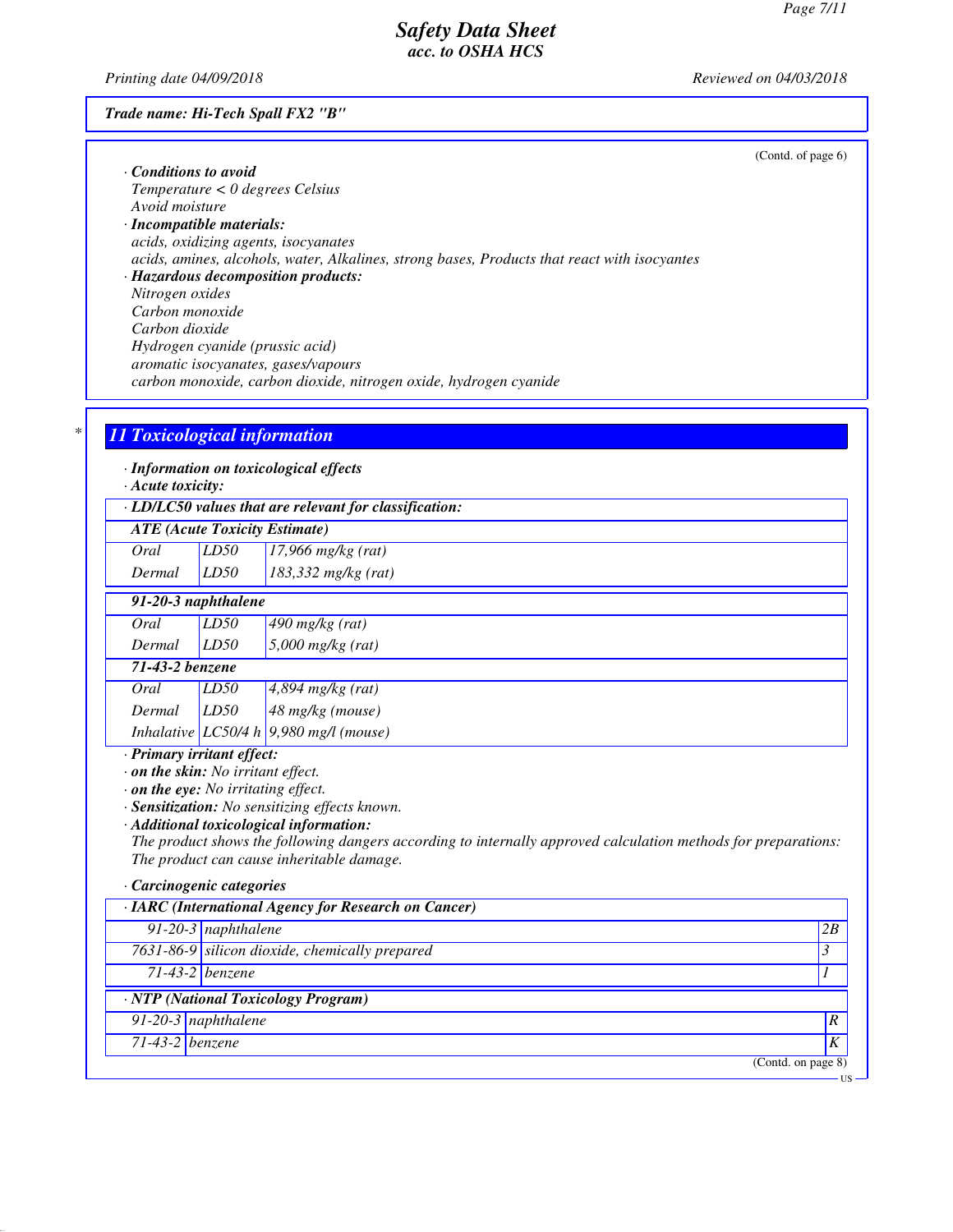*Trade name: Hi-Tech Spall FX2 "B"*

(Contd. of page 6)

· **Conditions to avoid**
Temperature < 0 degrees Celsius
Avoid moisture

· **Incompatible materials:**
acids, oxidizing agents, isocyanates
acids, amines, alcohols, water, Alkalines, strong bases, Products that react with isocyantes

· **Hazardous decomposition products:**
Nitrogen oxides
Carbon monoxide
Carbon dioxide
Hydrogen cyanide (prussic acid)
aromatic isocyanates, gases/vapours
carbon monoxide, carbon dioxide, nitrogen oxide, hydrogen cyanide

## 11 Toxicological information

· **Information on toxicological effects**
· **Acute toxicity:**

| · **LD/LC50 values that are relevant for classification:** | | |
|---|---|---|
| **ATE (Acute Toxicity Estimate)** | | |
| Oral | LD50 | 17,966 mg/kg (rat) |
| Dermal | LD50 | 183,332 mg/kg (rat) |
| **91-20-3 naphthalene** | | |
| Oral | LD50 | 490 mg/kg (rat) |
| Dermal | LD50 | 5,000 mg/kg (rat) |
| **71-43-2 benzene** | | |
| Oral | LD50 | 4,894 mg/kg (rat) |
| Dermal | LD50 | 48 mg/kg (mouse) |
| Inhalative | LC50/4 h | 9,980 mg/l (mouse) |

· **Primary irritant effect:**
· **on the skin:** No irritant effect.
· **on the eye:** No irritating effect.
· **Sensitization:** No sensitizing effects known.
· **Additional toxicological information:**
The product shows the following dangers according to internally approved calculation methods for preparations:
The product can cause inheritable damage.

· **Carcinogenic categories**

| · **IARC (International Agency for Research on Cancer)** | | |
|---|---|---|
| 91-20-3 | naphthalene | 2B |
| 7631-86-9 | silicon dioxide, chemically prepared | 3 |
| 71-43-2 | benzene | 1 |

| · **NTP (National Toxicology Program)** | | |
|---|---|---|
| 91-20-3 | naphthalene | R |
| 71-43-2 | benzene | K |

(Contd. on page 8)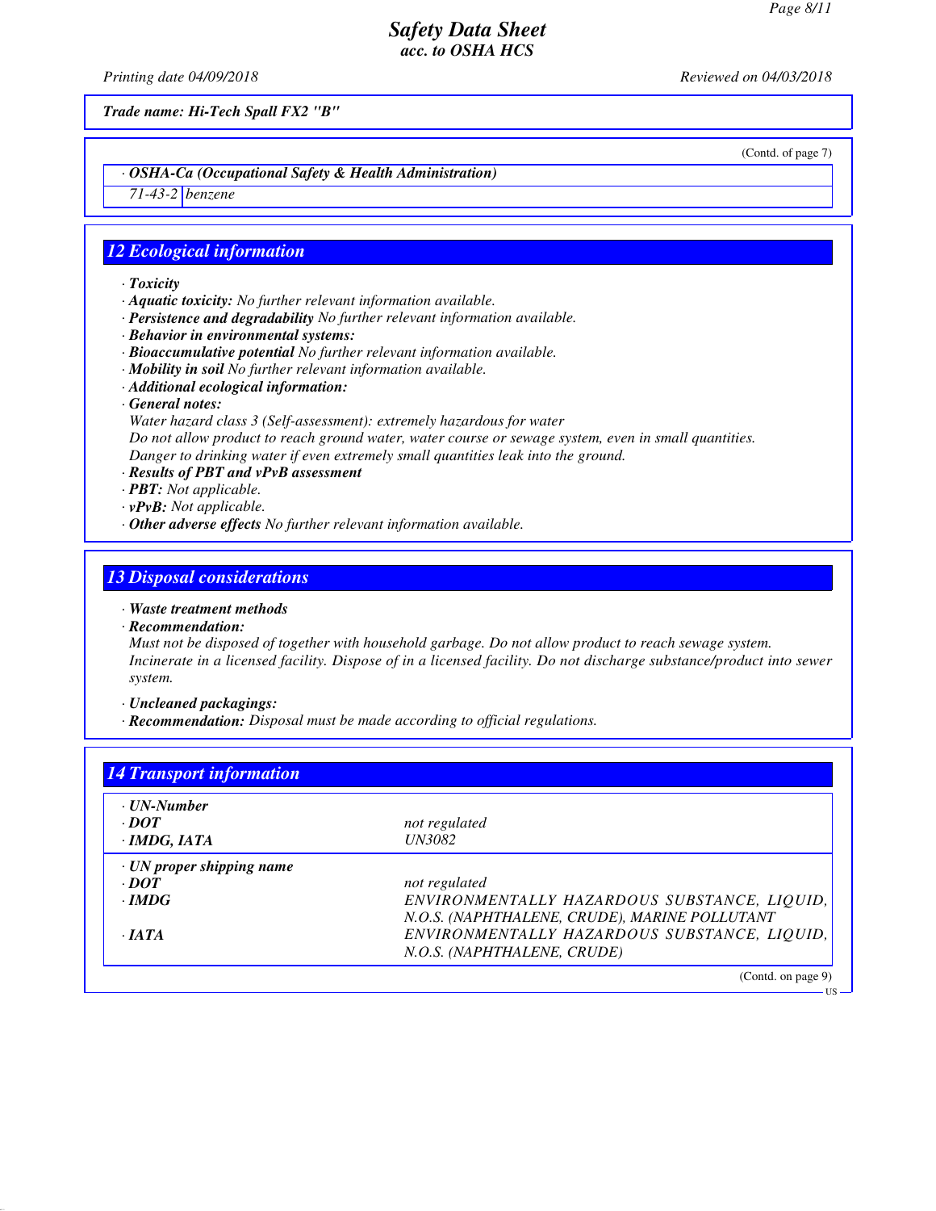**Trade name: Hi-Tech Spall FX2 "B"**

(Contd. of page 7)

| · OSHA-Ca (Occupational Safety & Health Administration) | |
|---|---|
| 71-43-2 | benzene |

## 12 Ecological information

- **Toxicity**
- **Aquatic toxicity:** No further relevant information available.
- **Persistence and degradability** No further relevant information available.
- **Behavior in environmental systems:**
- **Bioaccumulative potential** No further relevant information available.
- **Mobility in soil** No further relevant information available.
- **Additional ecological information:**
- **General notes:**
  Water hazard class 3 (Self-assessment): extremely hazardous for water
  Do not allow product to reach ground water, water course or sewage system, even in small quantities.
  Danger to drinking water if even extremely small quantities leak into the ground.
- **Results of PBT and vPvB assessment**
- **PBT:** Not applicable.
- **vPvB:** Not applicable.
- **Other adverse effects** No further relevant information available.

## 13 Disposal considerations

- **Waste treatment methods**
- **Recommendation:**
  Must not be disposed of together with household garbage. Do not allow product to reach sewage system.
  Incinerate in a licensed facility. Dispose of in a licensed facility. Do not discharge substance/product into sewer system.
- **Uncleaned packagings:**
- **Recommendation:** Disposal must be made according to official regulations.

## 14 Transport information

| · UN-Number | |
|---|---|
| · DOT | not regulated |
| · IMDG, IATA | UN3082 |
| **· UN proper shipping name** | |
| · DOT | not regulated |
| · IMDG | ENVIRONMENTALLY HAZARDOUS SUBSTANCE, LIQUID, N.O.S. (NAPHTHALENE, CRUDE), MARINE POLLUTANT |
| · IATA | ENVIRONMENTALLY HAZARDOUS SUBSTANCE, LIQUID, N.O.S. (NAPHTHALENE, CRUDE) |

(Contd. on page 9)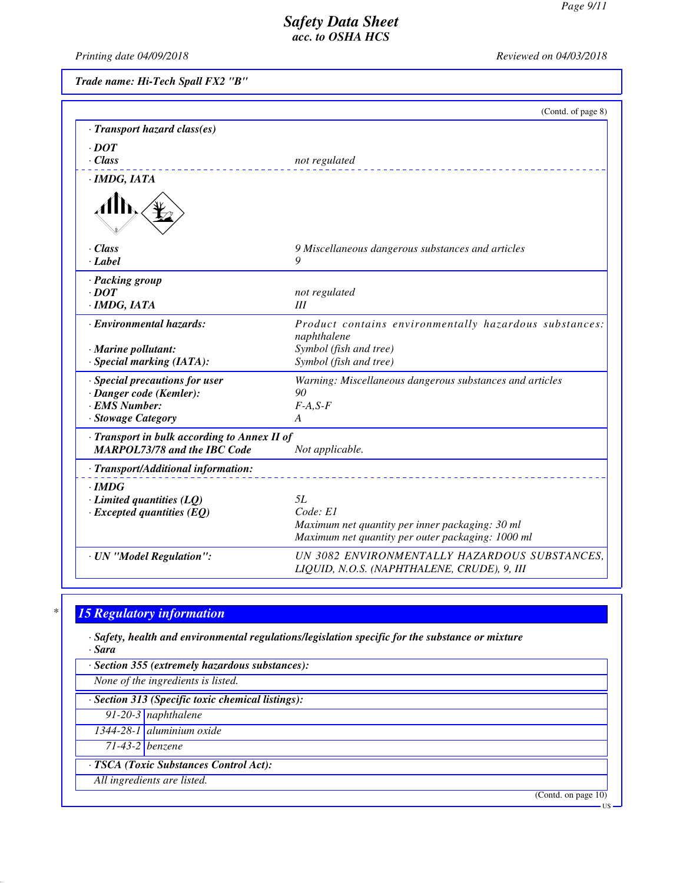*Trade name: Hi-Tech Spall FX2 "B"*

(Contd. of page 8)

| | |
|---|---|
| · **Transport hazard class(es)** | |
| · **DOT** | |
| · **Class** | *not regulated* |
| · **IMDG, IATA** | |
| · **Class** | *9 Miscellaneous dangerous substances and articles* |
| · **Label** | *9* |
| · **Packing group** | |
| · **DOT** | *not regulated* |
| · **IMDG, IATA** | *III* |
| · **Environmental hazards:** | *Product contains environmentally hazardous substances: naphthalene* |
| · **Marine pollutant:** | *Symbol (fish and tree)* |
| · **Special marking (IATA):** | *Symbol (fish and tree)* |
| · **Special precautions for user** | *Warning: Miscellaneous dangerous substances and articles* |
| · **Danger code (Kemler):** | *90* |
| · **EMS Number:** | *F-A,S-F* |
| · **Stowage Category** | *A* |
| · **Transport in bulk according to Annex II of MARPOL73/78 and the IBC Code** | *Not applicable.* |
| · **Transport/Additional information:** | |
| · **IMDG** | |
| · **Limited quantities (LQ)** | *5L* |
| · **Excepted quantities (EQ)** | *Code: E1*<br>*Maximum net quantity per inner packaging: 30 ml*<br>*Maximum net quantity per outer packaging: 1000 ml* |
| · **UN "Model Regulation":** | *UN 3082 ENVIRONMENTALLY HAZARDOUS SUBSTANCES, LIQUID, N.O.S. (NAPHTHALENE, CRUDE), 9, III* |

## 15 Regulatory information

· **Safety, health and environmental regulations/legislation specific for the substance or mixture**

· **Sara**

· **Section 355 (extremely hazardous substances):**

*None of the ingredients is listed.*

· **Section 313 (Specific toxic chemical listings):**

| | |
|---|---|
| 91-20-3 | naphthalene |
| 1344-28-1 | aluminium oxide |
| 71-43-2 | benzene |

· **TSCA (Toxic Substances Control Act):**

*All ingredients are listed.*

(Contd. on page 10)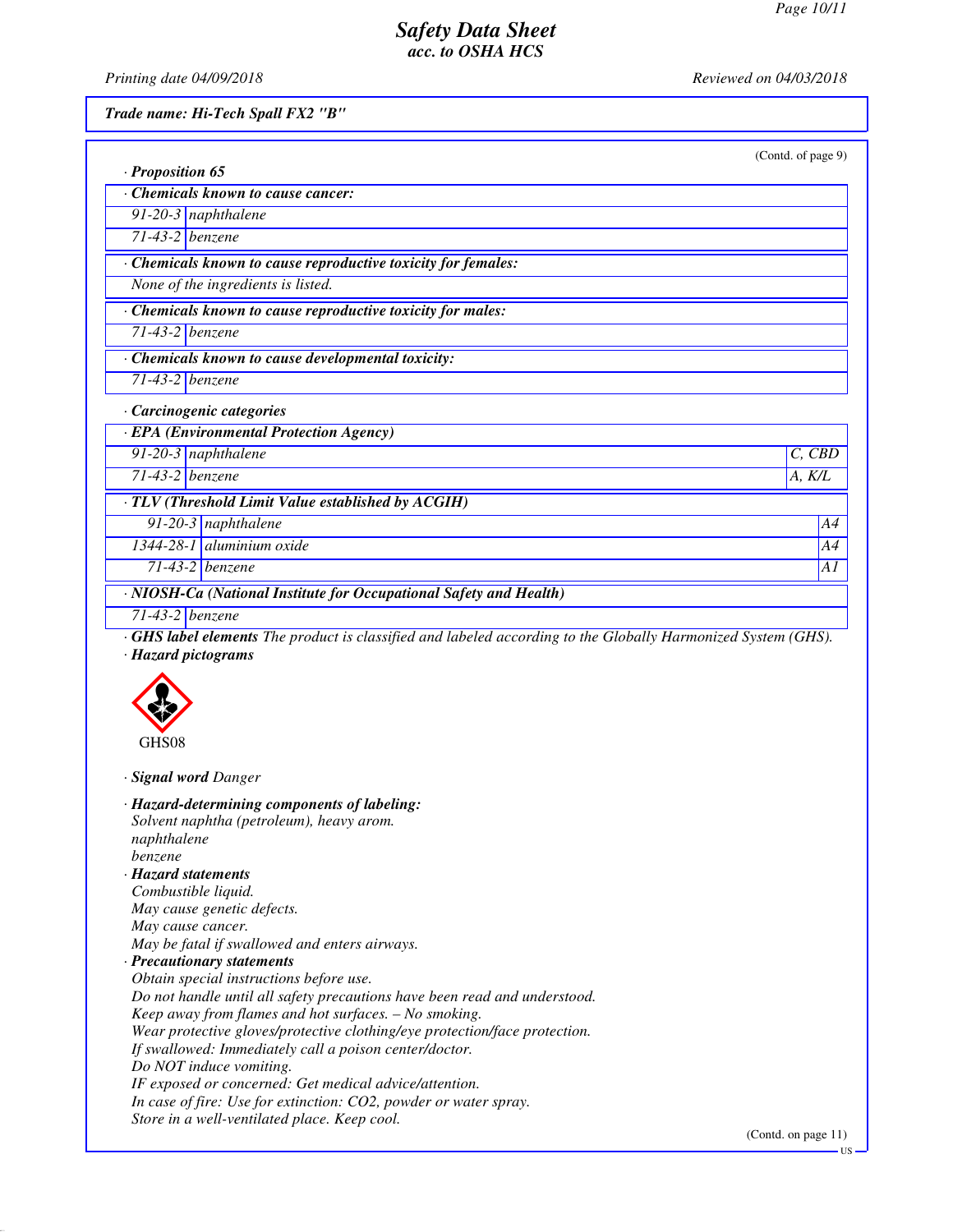*(Contd. of page 9)*

· **Proposition 65**

| · **Chemicals known to cause cancer:** | |
|---|---|
| 91-20-3 | naphthalene |
| 71-43-2 | benzene |

| · **Chemicals known to cause reproductive toxicity for females:** |
|---|
| None of the ingredients is listed. |

| · **Chemicals known to cause reproductive toxicity for males:** | |
|---|---|
| 71-43-2 | benzene |

| · **Chemicals known to cause developmental toxicity:** | |
|---|---|
| 71-43-2 | benzene |

· **Carcinogenic categories**

| · **EPA (Environmental Protection Agency)** | | |
|---|---|---|
| 91-20-3 | naphthalene | C, CBD |
| 71-43-2 | benzene | A, K/L |

| · **TLV (Threshold Limit Value established by ACGIH)** | | |
|---|---|---|
| 91-20-3 | naphthalene | A4 |
| 1344-28-1 | aluminium oxide | A4 |
| 71-43-2 | benzene | A1 |

| · **NIOSH-Ca (National Institute for Occupational Safety and Health)** | |
|---|---|
| 71-43-2 | benzene |

· **GHS label elements** The product is classified and labeled according to the Globally Harmonized System (GHS).

· **Hazard pictograms**

GHS08

· **Signal word** Danger

· **Hazard-determining components of labeling:**
Solvent naphtha (petroleum), heavy arom.
naphthalene
benzene

· **Hazard statements**
Combustible liquid.
May cause genetic defects.
May cause cancer.
May be fatal if swallowed and enters airways.

· **Precautionary statements**
Obtain special instructions before use.
Do not handle until all safety precautions have been read and understood.
Keep away from flames and hot surfaces. – No smoking.
Wear protective gloves/protective clothing/eye protection/face protection.
If swallowed: Immediately call a poison center/doctor.
Do NOT induce vomiting.
IF exposed or concerned: Get medical advice/attention.
In case of fire: Use for extinction: CO2, powder or water spray.
Store in a well-ventilated place. Keep cool.

*(Contd. on page 11)*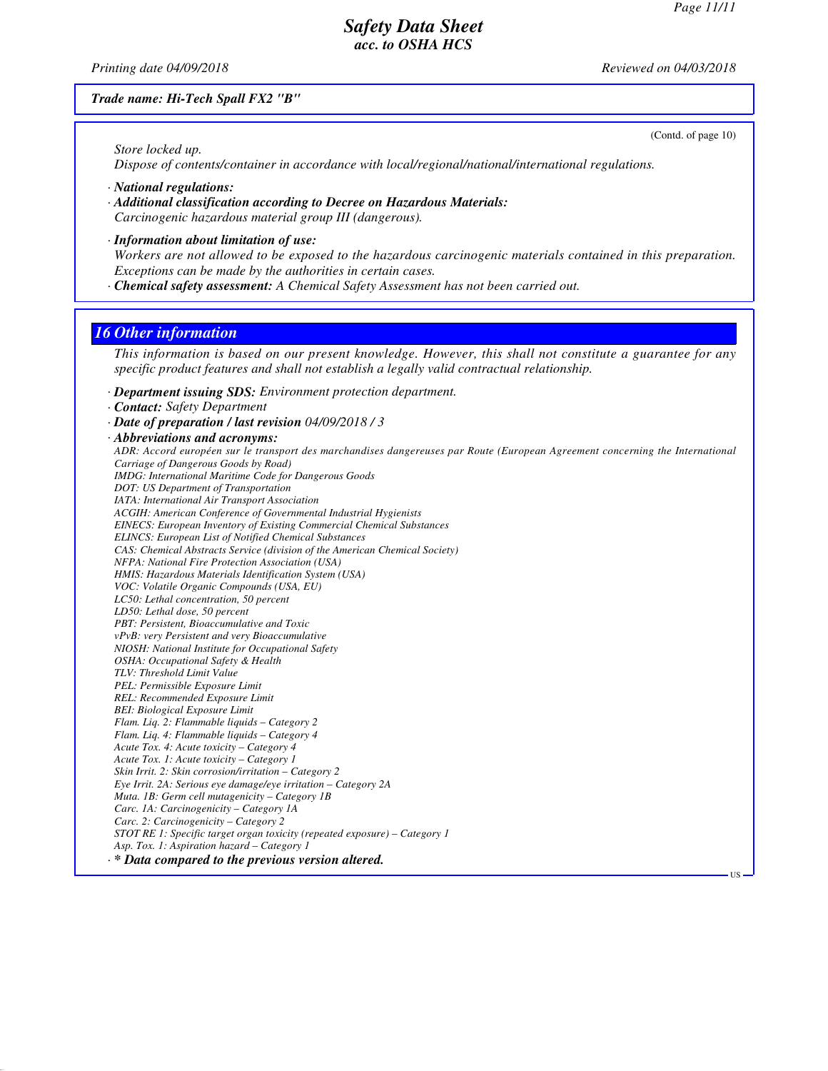**Trade name: Hi-Tech Spall FX2 "B"**

(Contd. of page 10)

Store locked up.
Dispose of contents/container in accordance with local/regional/national/international regulations.

· **National regulations:**
· **Additional classification according to Decree on Hazardous Materials:**
Carcinogenic hazardous material group III (dangerous).

· **Information about limitation of use:**
Workers are not allowed to be exposed to the hazardous carcinogenic materials contained in this preparation. Exceptions can be made by the authorities in certain cases.
· **Chemical safety assessment:** A Chemical Safety Assessment has not been carried out.

## 16 Other information

This information is based on our present knowledge. However, this shall not constitute a guarantee for any specific product features and shall not establish a legally valid contractual relationship.

· **Department issuing SDS:** Environment protection department.
· **Contact:** Safety Department
· **Date of preparation / last revision** 04/09/2018 / 3
· **Abbreviations and acronyms:**
ADR: Accord européen sur le transport des marchandises dangereuses par Route (European Agreement concerning the International Carriage of Dangerous Goods by Road)
IMDG: International Maritime Code for Dangerous Goods
DOT: US Department of Transportation
IATA: International Air Transport Association
ACGIH: American Conference of Governmental Industrial Hygienists
EINECS: European Inventory of Existing Commercial Chemical Substances
ELINCS: European List of Notified Chemical Substances
CAS: Chemical Abstracts Service (division of the American Chemical Society)
NFPA: National Fire Protection Association (USA)
HMIS: Hazardous Materials Identification System (USA)
VOC: Volatile Organic Compounds (USA, EU)
LC50: Lethal concentration, 50 percent
LD50: Lethal dose, 50 percent
PBT: Persistent, Bioaccumulative and Toxic
vPvB: very Persistent and very Bioaccumulative
NIOSH: National Institute for Occupational Safety
OSHA: Occupational Safety & Health
TLV: Threshold Limit Value
PEL: Permissible Exposure Limit
REL: Recommended Exposure Limit
BEI: Biological Exposure Limit
Flam. Liq. 2: Flammable liquids – Category 2
Flam. Liq. 4: Flammable liquids – Category 4
Acute Tox. 4: Acute toxicity – Category 4
Acute Tox. 1: Acute toxicity – Category 1
Skin Irrit. 2: Skin corrosion/irritation – Category 2
Eye Irrit. 2A: Serious eye damage/eye irritation – Category 2A
Muta. 1B: Germ cell mutagenicity – Category 1B
Carc. 1A: Carcinogenicity – Category 1A
Carc. 2: Carcinogenicity – Category 2
STOT RE 1: Specific target organ toxicity (repeated exposure) – Category 1
Asp. Tox. 1: Aspiration hazard – Category 1
· *** Data compared to the previous version altered.**